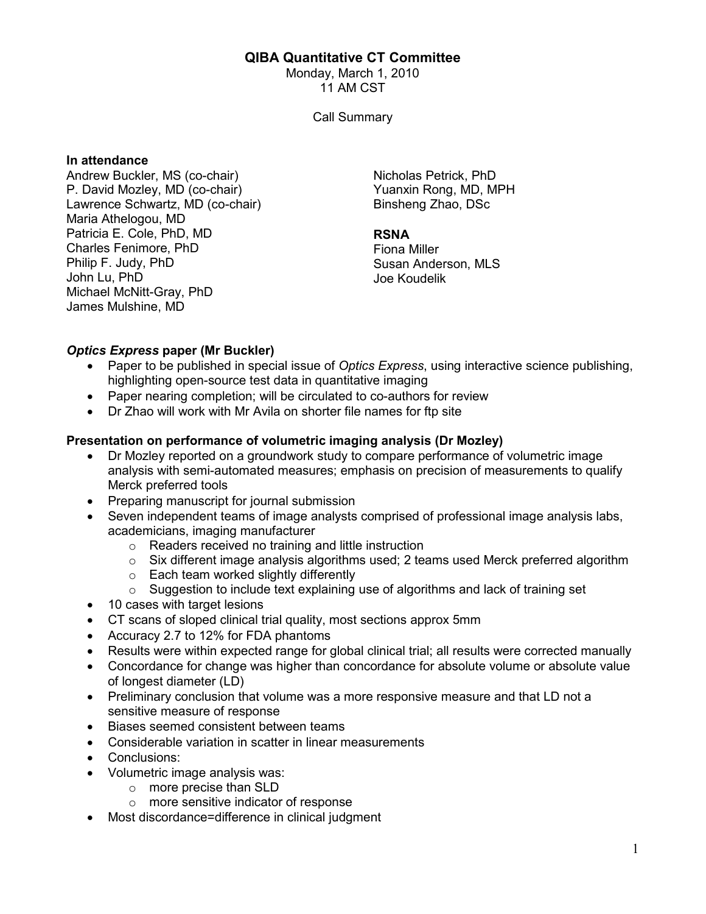# QIBA Quantitative CT Committee

Monday, March 1, 2010
11 AM CST

Call Summary

**In attendance**

Andrew Buckler, MS (co-chair)
P. David Mozley, MD (co-chair)
Lawrence Schwartz, MD (co-chair)
Maria Athelogou, MD
Patricia E. Cole, PhD, MD
Charles Fenimore, PhD
Philip F. Judy, PhD
John Lu, PhD
Michael McNitt-Gray, PhD
James Mulshine, MD
Nicholas Petrick, PhD
Yuanxin Rong, MD, MPH
Binsheng Zhao, DSc

**RSNA**

Fiona Miller
Susan Anderson, MLS
Joe Koudelik

### *Optics Express* paper (Mr Buckler)

- Paper to be published in special issue of *Optics Express*, using interactive science publishing, highlighting open-source test data in quantitative imaging
- Paper nearing completion; will be circulated to co-authors for review
- Dr Zhao will work with Mr Avila on shorter file names for ftp site

### Presentation on performance of volumetric imaging analysis (Dr Mozley)

- Dr Mozley reported on a groundwork study to compare performance of volumetric image analysis with semi-automated measures; emphasis on precision of measurements to qualify Merck preferred tools
- Preparing manuscript for journal submission
- Seven independent teams of image analysts comprised of professional image analysis labs, academicians, imaging manufacturer
  - Readers received no training and little instruction
  - Six different image analysis algorithms used; 2 teams used Merck preferred algorithm
  - Each team worked slightly differently
  - Suggestion to include text explaining use of algorithms and lack of training set
- 10 cases with target lesions
- CT scans of sloped clinical trial quality, most sections approx 5mm
- Accuracy 2.7 to 12% for FDA phantoms
- Results were within expected range for global clinical trial; all results were corrected manually
- Concordance for change was higher than concordance for absolute volume or absolute value of longest diameter (LD)
- Preliminary conclusion that volume was a more responsive measure and that LD not a sensitive measure of response
- Biases seemed consistent between teams
- Considerable variation in scatter in linear measurements
- Conclusions:
- Volumetric image analysis was:
  - more precise than SLD
  - more sensitive indicator of response
- Most discordance=difference in clinical judgment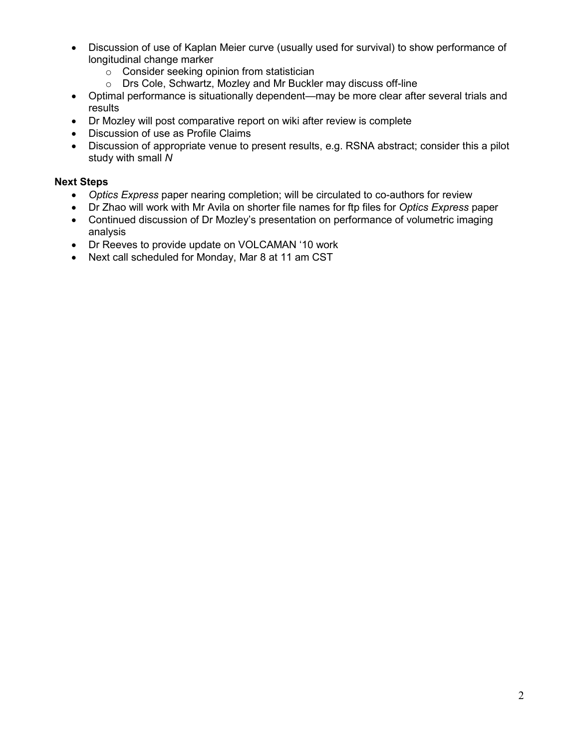- Discussion of use of Kaplan Meier curve (usually used for survival) to show performance of longitudinal change marker
    - Consider seeking opinion from statistician
    - Drs Cole, Schwartz, Mozley and Mr Buckler may discuss off-line
- Optimal performance is situationally dependent—may be more clear after several trials and results
- Dr Mozley will post comparative report on wiki after review is complete
- Discussion of use as Profile Claims
- Discussion of appropriate venue to present results, e.g. RSNA abstract; consider this a pilot study with small *N*

**Next Steps**

- *Optics Express* paper nearing completion; will be circulated to co-authors for review
- Dr Zhao will work with Mr Avila on shorter file names for ftp files for *Optics Express* paper
- Continued discussion of Dr Mozley's presentation on performance of volumetric imaging analysis
- Dr Reeves to provide update on VOLCAMAN '10 work
- Next call scheduled for Monday, Mar 8 at 11 am CST